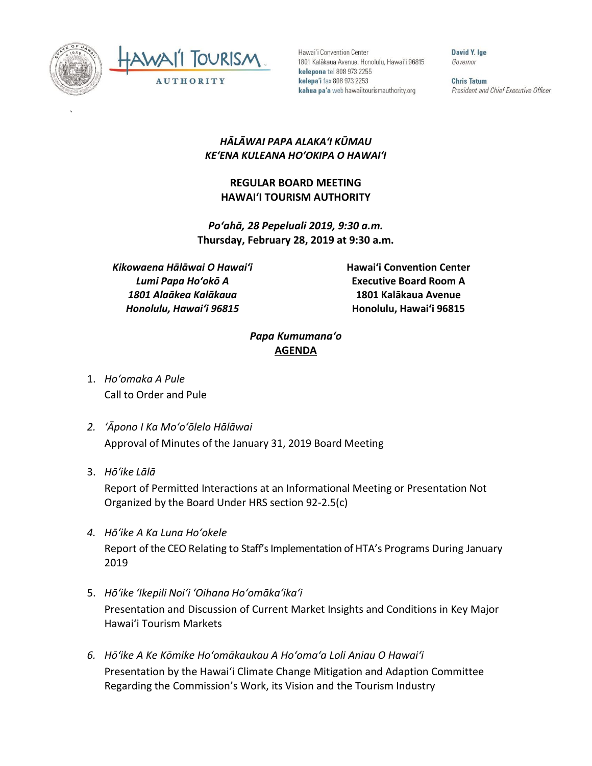Hawaiʻi Convention Center
1801 Kalākaua Avenue, Honolulu, Hawaiʻi 96815
**kelepona** tel 808 973 2255
**kelepaʻi** fax 808 973 2253
**kahua paʻa** web hawaiitourismauthority.org

**David Y. Ige**
*Governor*

**Chris Tatum**
*President and Chief Executive Officer*

***HĀLĀWAI PAPA ALAKAʻI KŪMAU***
***KEʻENA KULEANA HOʻOKIPA O HAWAIʻI***

**REGULAR BOARD MEETING**
**HAWAIʻI TOURISM AUTHORITY**

***Poʻahā, 28 Pepeluali 2019, 9:30 a.m.***
**Thursday, February 28, 2019 at 9:30 a.m.**

***Kikowaena Hālāwai O Hawaiʻi***
***Lumi Papa Hoʻokō A***
***1801 Alaākea Kalākaua***
***Honolulu, Hawaiʻi 96815***

**Hawaiʻi Convention Center**
**Executive Board Room A**
**1801 Kalākaua Avenue**
**Honolulu, Hawaiʻi 96815**

***Papa Kumumanaʻo***
**AGENDA**

1. *Hoʻomaka A Pule*
   Call to Order and Pule

2. *ʻĀpono I Ka Moʻoʻōlelo Hālāwai*
   Approval of Minutes of the January 31, 2019 Board Meeting

3. *Hōʻike Lālā*
   Report of Permitted Interactions at an Informational Meeting or Presentation Not Organized by the Board Under HRS section 92-2.5(c)

4. *Hōʻike A Ka Luna Hoʻokele*
   Report of the CEO Relating to Staff's Implementation of HTA's Programs During January 2019

5. *Hōʻike ʻIkepili Noiʻi ʻOihana Hoʻomākaʻikaʻi*
   Presentation and Discussion of Current Market Insights and Conditions in Key Major Hawaiʻi Tourism Markets

6. *Hōʻike A Ke Kōmike Hoʻomākaukau A Hoʻomaʻa Loli Aniau O Hawaiʻi*
   Presentation by the Hawaiʻi Climate Change Mitigation and Adaption Committee Regarding the Commission's Work, its Vision and the Tourism Industry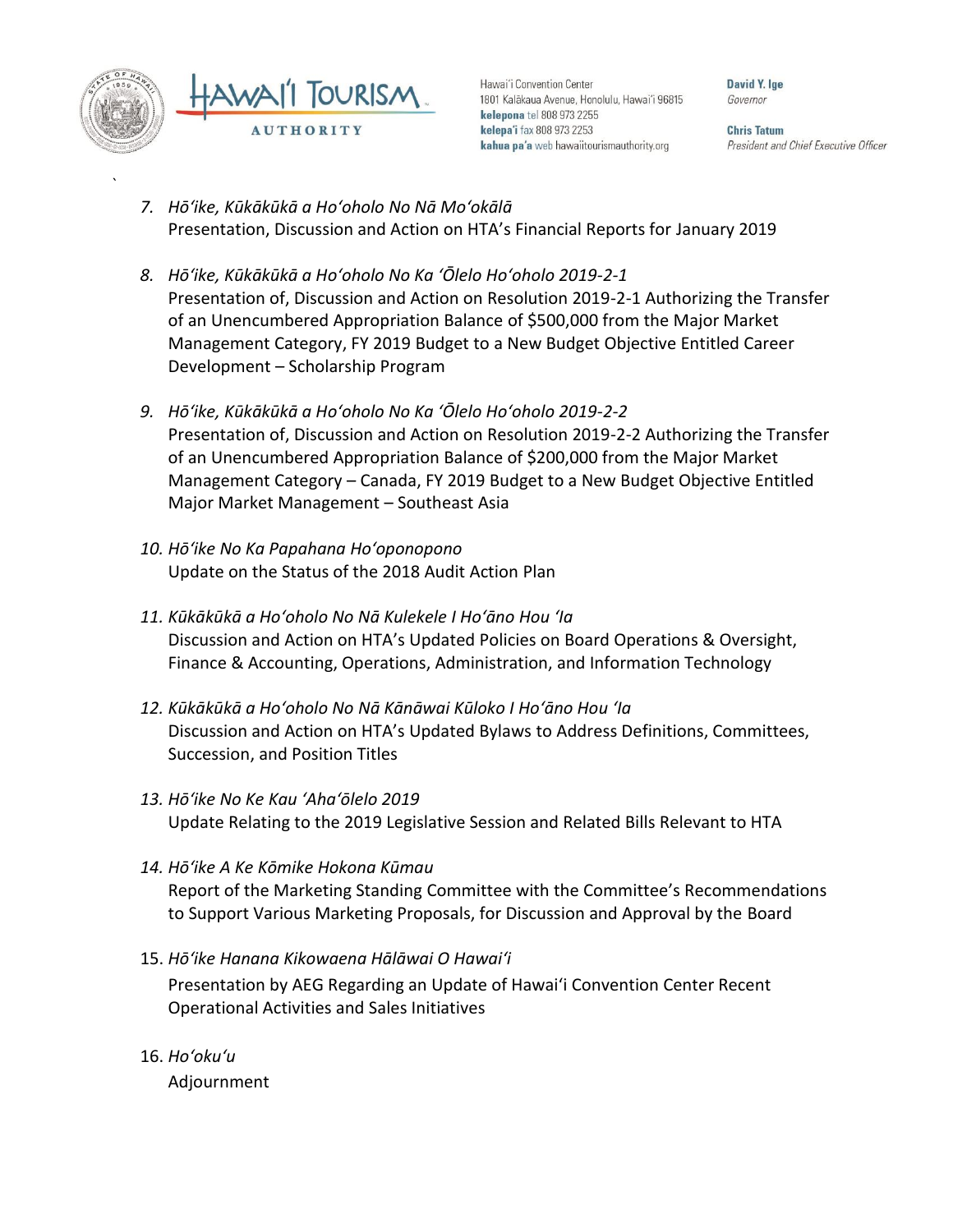7. *Hōʻike, Kūkākūkā a Hoʻoholo No Nā Moʻokālā*
   Presentation, Discussion and Action on HTA's Financial Reports for January 2019

8. *Hōʻike, Kūkākūkā a Hoʻoholo No Ka ʻŌlelo Hoʻoholo 2019-2-1*
   Presentation of, Discussion and Action on Resolution 2019-2-1 Authorizing the Transfer of an Unencumbered Appropriation Balance of $500,000 from the Major Market Management Category, FY 2019 Budget to a New Budget Objective Entitled Career Development – Scholarship Program

9. *Hōʻike, Kūkākūkā a Hoʻoholo No Ka ʻŌlelo Hoʻoholo 2019-2-2*
   Presentation of, Discussion and Action on Resolution 2019-2-2 Authorizing the Transfer of an Unencumbered Appropriation Balance of $200,000 from the Major Market Management Category – Canada, FY 2019 Budget to a New Budget Objective Entitled Major Market Management – Southeast Asia

10. *Hōʻike No Ka Papahana Hoʻoponopono*
    Update on the Status of the 2018 Audit Action Plan

11. *Kūkākūkā a Hoʻoholo No Nā Kulekele I Hoʻāno Hou ʻIa*
    Discussion and Action on HTA's Updated Policies on Board Operations & Oversight, Finance & Accounting, Operations, Administration, and Information Technology

12. *Kūkākūkā a Hoʻoholo No Nā Kānāwai Kūloko I Hoʻāno Hou ʻIa*
    Discussion and Action on HTA's Updated Bylaws to Address Definitions, Committees, Succession, and Position Titles

13. *Hōʻike No Ke Kau ʻAhaʻōlelo 2019*
    Update Relating to the 2019 Legislative Session and Related Bills Relevant to HTA

14. *Hōʻike A Ke Kōmike Hokona Kūmau*
    Report of the Marketing Standing Committee with the Committee's Recommendations to Support Various Marketing Proposals, for Discussion and Approval by the Board

15. *Hōʻike Hanana Kikowaena Hālāwai O Hawaiʻi*
    Presentation by AEG Regarding an Update of Hawaiʻi Convention Center Recent Operational Activities and Sales Initiatives

16. *Hoʻokuʻu*
    Adjournment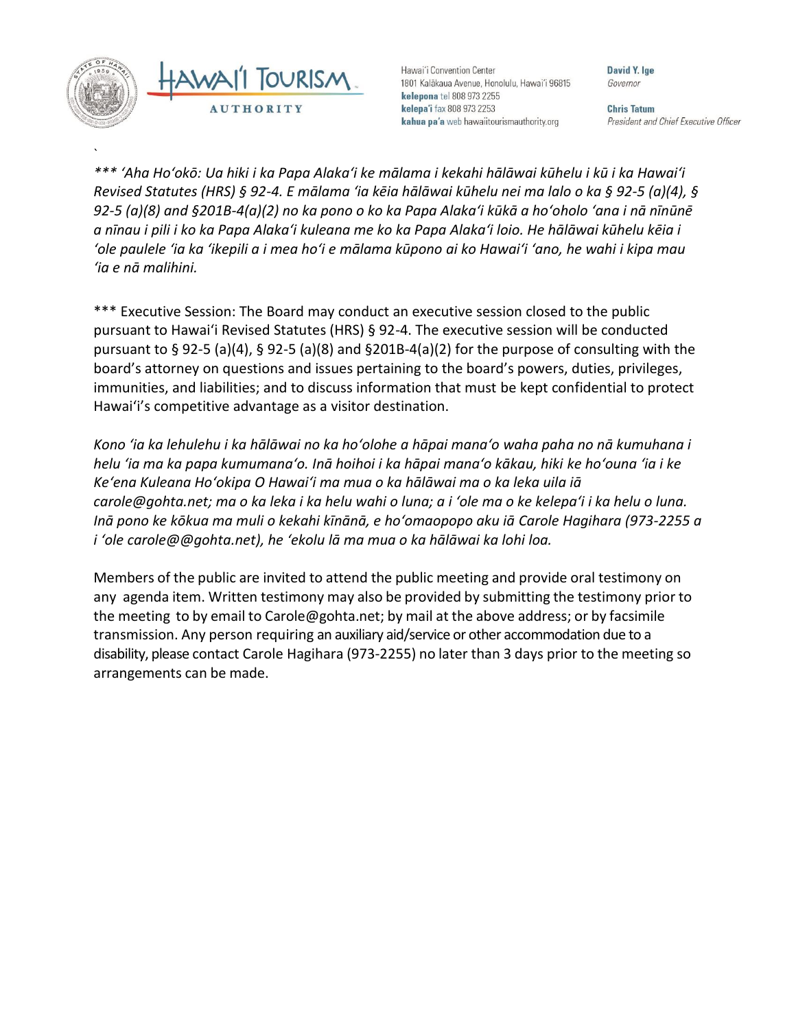*\*\*\* ʻAha Hoʻokō: Ua hiki i ka Papa Alakaʻi ke mālama i kekahi hālāwai kūhelu i kū i ka Hawaiʻi Revised Statutes (HRS) § 92-4. E mālama ʻia kēia hālāwai kūhelu nei ma lalo o ka § 92-5 (a)(4), § 92-5 (a)(8) and §201B-4(a)(2) no ka pono o ko ka Papa Alakaʻi kūkā a hoʻoholo ʻana i nā nīnūnē a nīnau i pili i ko ka Papa Alakaʻi kuleana me ko ka Papa Alakaʻi loio. He hālāwai kūhelu kēia i ʻole paulele ʻia ka ʻikepili a i mea hoʻi e mālama kūpono ai ko Hawaiʻi ʻano, he wahi i kipa mau ʻia e nā malihini.*

\*\*\* Executive Session: The Board may conduct an executive session closed to the public pursuant to Hawaiʻi Revised Statutes (HRS) § 92-4. The executive session will be conducted pursuant to § 92-5 (a)(4), § 92-5 (a)(8) and §201B-4(a)(2) for the purpose of consulting with the board's attorney on questions and issues pertaining to the board's powers, duties, privileges, immunities, and liabilities; and to discuss information that must be kept confidential to protect Hawaiʻi's competitive advantage as a visitor destination.

*Kono ʻia ka lehulehu i ka hālāwai no ka hoʻolohe a hāpai manaʻo waha paha no nā kumuhana i helu ʻia ma ka papa kumumanaʻo. Inā hoihoi i ka hāpai manaʻo kākau, hiki ke hoʻouna ʻia i ke Keʻena Kuleana Hoʻokipa O Hawaiʻi ma mua o ka hālāwai ma o ka leka uila iā carole@gohta.net; ma o ka leka i ka helu wahi o luna; a i ʻole ma o ke kelepaʻi i ka helu o luna. Inā pono ke kōkua ma muli o kekahi kīnānā, e hoʻomaopopo aku iā Carole Hagihara (973-2255 a i ʻole carole@@gohta.net), he ʻekolu lā ma mua o ka hālāwai ka lohi loa.*

Members of the public are invited to attend the public meeting and provide oral testimony on any agenda item. Written testimony may also be provided by submitting the testimony prior to the meeting to by email to Carole@gohta.net; by mail at the above address; or by facsimile transmission. Any person requiring an auxiliary aid/service or other accommodation due to a disability, please contact Carole Hagihara (973-2255) no later than 3 days prior to the meeting so arrangements can be made.